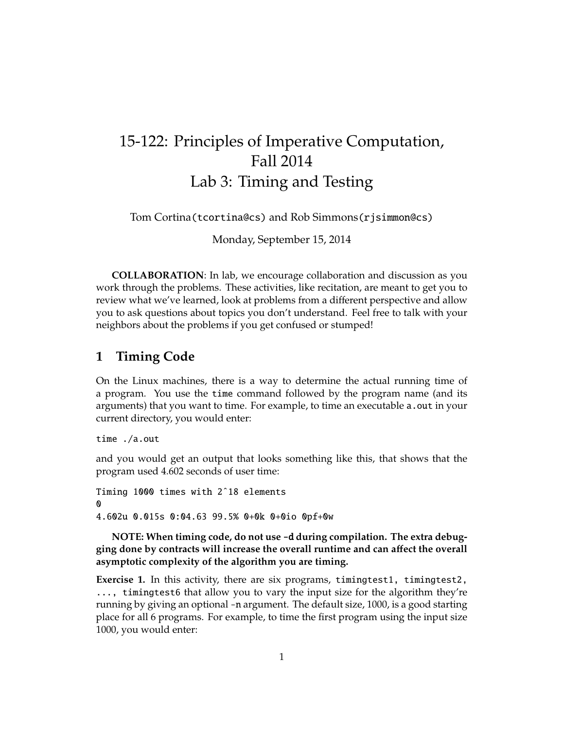# 15-122: Principles of Imperative Computation, Fall 2014
# Lab 3: Timing and Testing

Tom Cortina(tcortina@cs) and Rob Simmons(rjsimmon@cs)

Monday, September 15, 2014

**COLLABORATION**: In lab, we encourage collaboration and discussion as you work through the problems. These activities, like recitation, are meant to get you to review what we've learned, look at problems from a different perspective and allow you to ask questions about topics you don't understand. Feel free to talk with your neighbors about the problems if you get confused or stumped!

## 1 Timing Code

On the Linux machines, there is a way to determine the actual running time of a program. You use the `time` command followed by the program name (and its arguments) that you want to time. For example, to time an executable `a.out` in your current directory, you would enter:

```
time ./a.out
```

and you would get an output that looks something like this, that shows that the program used 4.602 seconds of user time:

```
Timing 1000 times with 2^18 elements
0
4.602u 0.015s 0:04.63 99.5% 0+0k 0+0io 0pf+0w
```

**NOTE: When timing code, do not use `-d` during compilation. The extra debugging done by contracts will increase the overall runtime and can affect the overall asymptotic complexity of the algorithm you are timing.**

**Exercise 1.** In this activity, there are six programs, `timingtest1, timingtest2, ..., timingtest6` that allow you to vary the input size for the algorithm they're running by giving an optional `-n` argument. The default size, 1000, is a good starting place for all 6 programs. For example, to time the first program using the input size 1000, you would enter: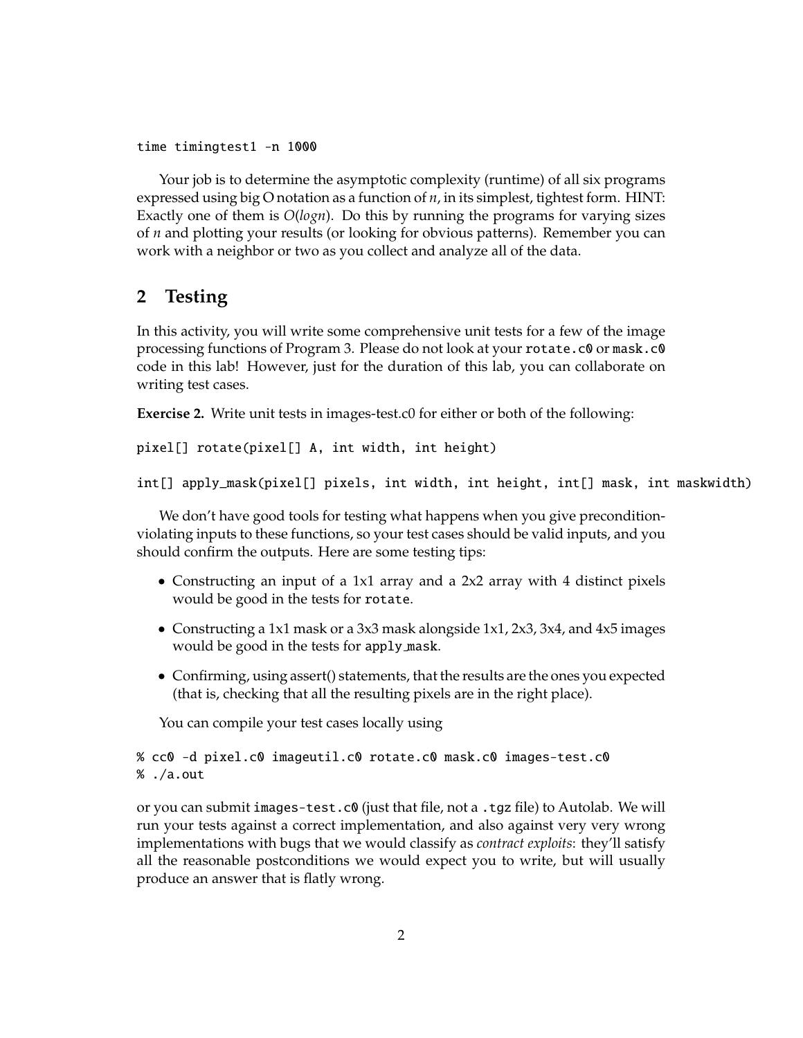```
time timingtest1 -n 1000
```

Your job is to determine the asymptotic complexity (runtime) of all six programs expressed using big O notation as a function of $n$, in its simplest, tightest form. HINT: Exactly one of them is $O(logn)$. Do this by running the programs for varying sizes of $n$ and plotting your results (or looking for obvious patterns). Remember you can work with a neighbor or two as you collect and analyze all of the data.

## 2 Testing

In this activity, you will write some comprehensive unit tests for a few of the image processing functions of Program 3. Please do not look at your `rotate.c0` or `mask.c0` code in this lab! However, just for the duration of this lab, you can collaborate on writing test cases.

**Exercise 2.** Write unit tests in images-test.c0 for either or both of the following:

```
pixel[] rotate(pixel[] A, int width, int height)

int[] apply_mask(pixel[] pixels, int width, int height, int[] mask, int maskwidth)
```

We don't have good tools for testing what happens when you give precondition-violating inputs to these functions, so your test cases should be valid inputs, and you should confirm the outputs. Here are some testing tips:

- Constructing an input of a 1x1 array and a 2x2 array with 4 distinct pixels would be good in the tests for `rotate`.
- Constructing a 1x1 mask or a 3x3 mask alongside 1x1, 2x3, 3x4, and 4x5 images would be good in the tests for `apply_mask`.
- Confirming, using assert() statements, that the results are the ones you expected (that is, checking that all the resulting pixels are in the right place).

You can compile your test cases locally using

```
% cc0 -d pixel.c0 imageutil.c0 rotate.c0 mask.c0 images-test.c0
% ./a.out
```

or you can submit `images-test.c0` (just that file, not a `.tgz` file) to Autolab. We will run your tests against a correct implementation, and also against very very wrong implementations with bugs that we would classify as *contract exploits*: they'll satisfy all the reasonable postconditions we would expect you to write, but will usually produce an answer that is flatly wrong.